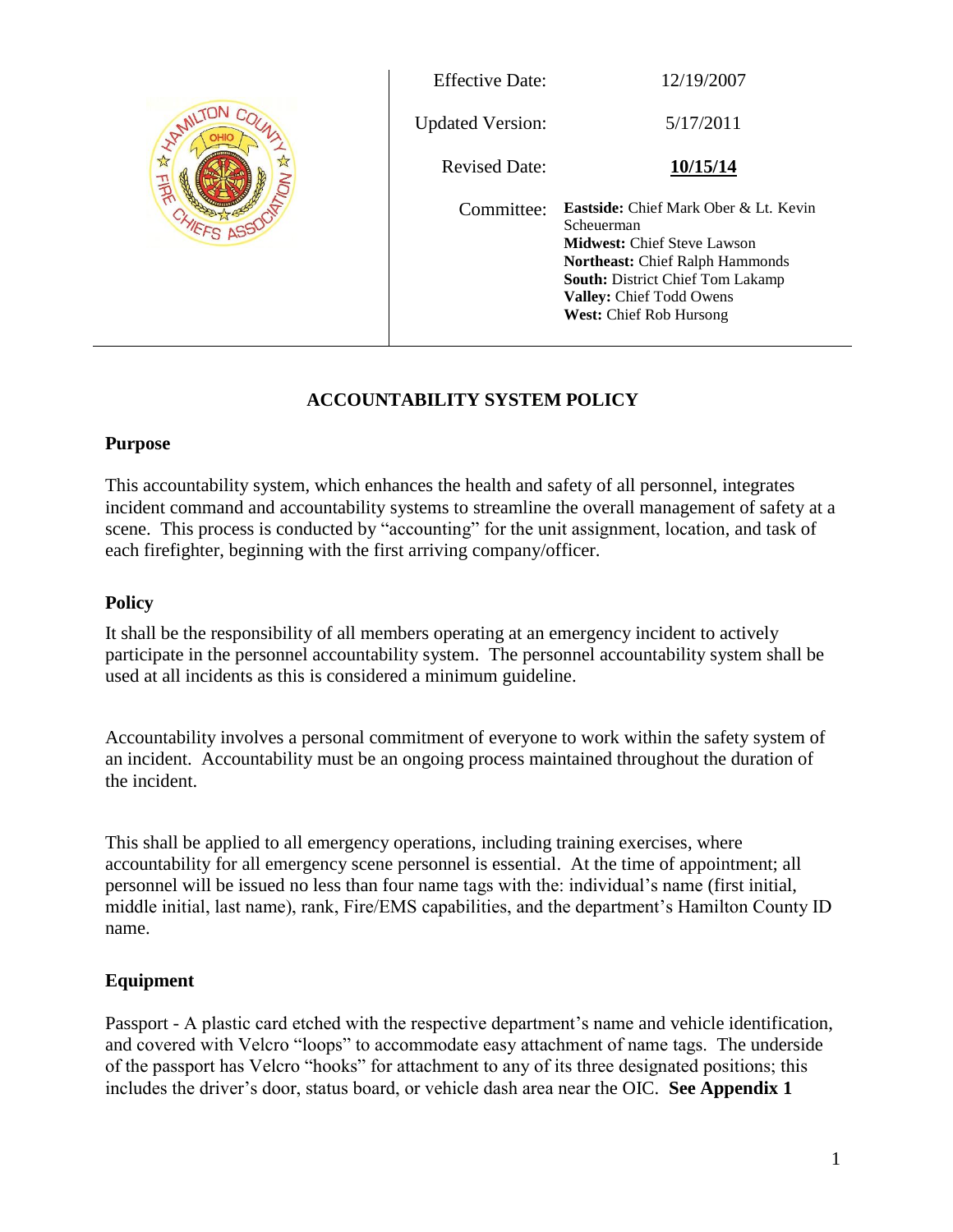| | |
|---|---|
| Effective Date: | 12/19/2007 |
| Updated Version: | 5/17/2011 |
| Revised Date: | **10/15/14** |
| Committee: | **Eastside:** Chief Mark Ober & Lt. Kevin Scheuerman<br>**Midwest:** Chief Steve Lawson<br>**Northeast:** Chief Ralph Hammonds<br>**South:** District Chief Tom Lakamp<br>**Valley:** Chief Todd Owens<br>**West:** Chief Rob Hursong |

# ACCOUNTABILITY SYSTEM POLICY

## Purpose

This accountability system, which enhances the health and safety of all personnel, integrates incident command and accountability systems to streamline the overall management of safety at a scene. This process is conducted by "accounting" for the unit assignment, location, and task of each firefighter, beginning with the first arriving company/officer.

## Policy

It shall be the responsibility of all members operating at an emergency incident to actively participate in the personnel accountability system. The personnel accountability system shall be used at all incidents as this is considered a minimum guideline.

Accountability involves a personal commitment of everyone to work within the safety system of an incident. Accountability must be an ongoing process maintained throughout the duration of the incident.

This shall be applied to all emergency operations, including training exercises, where accountability for all emergency scene personnel is essential. At the time of appointment; all personnel will be issued no less than four name tags with the: individual's name (first initial, middle initial, last name), rank, Fire/EMS capabilities, and the department's Hamilton County ID name.

## Equipment

Passport - A plastic card etched with the respective department's name and vehicle identification, and covered with Velcro "loops" to accommodate easy attachment of name tags. The underside of the passport has Velcro "hooks" for attachment to any of its three designated positions; this includes the driver's door, status board, or vehicle dash area near the OIC. **See Appendix 1**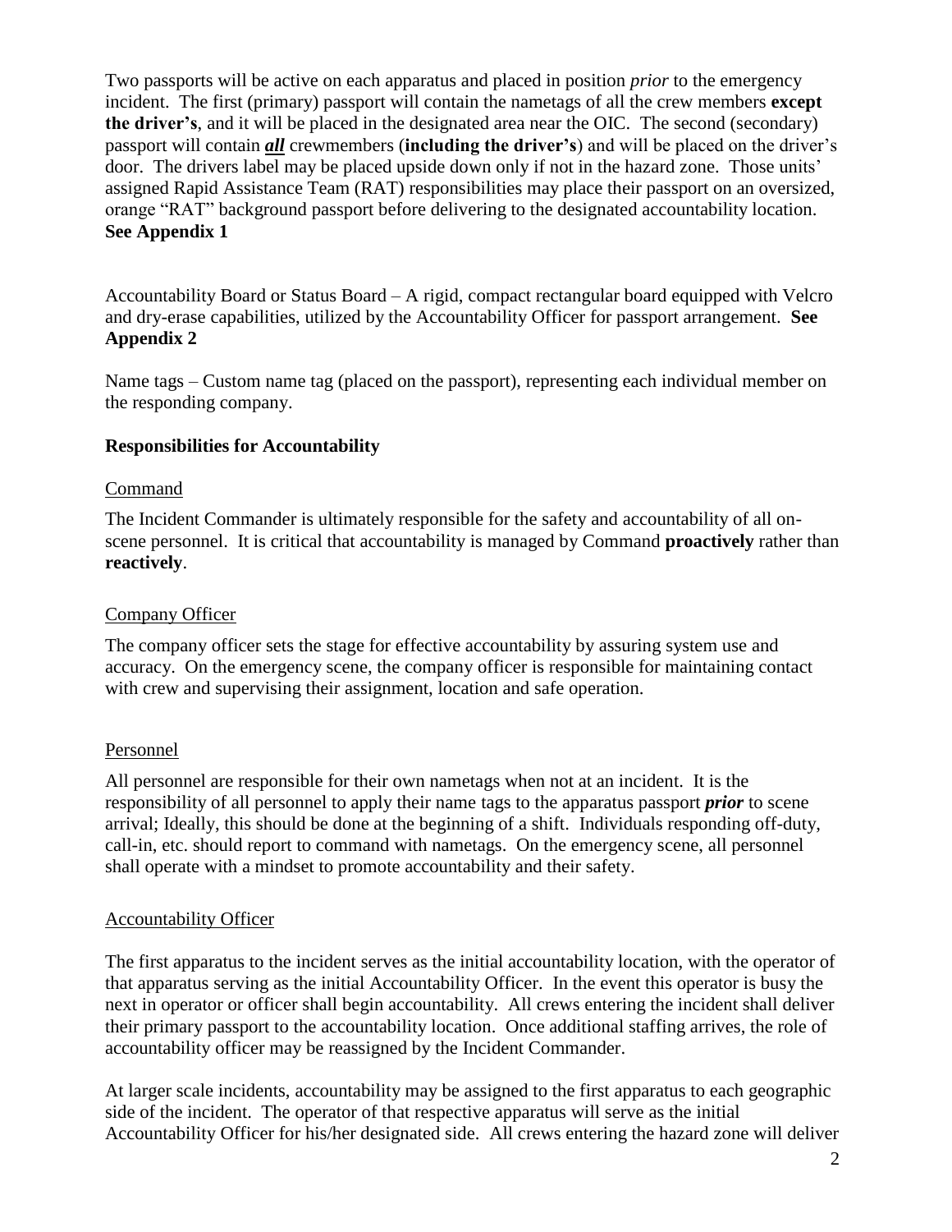Two passports will be active on each apparatus and placed in position *prior* to the emergency incident. The first (primary) passport will contain the nametags of all the crew members **except the driver's**, and it will be placed in the designated area near the OIC. The second (secondary) passport will contain ***all*** crewmembers (**including the driver's**) and will be placed on the driver's door. The drivers label may be placed upside down only if not in the hazard zone. Those units' assigned Rapid Assistance Team (RAT) responsibilities may place their passport on an oversized, orange "RAT" background passport before delivering to the designated accountability location. **See Appendix 1**

Accountability Board or Status Board – A rigid, compact rectangular board equipped with Velcro and dry-erase capabilities, utilized by the Accountability Officer for passport arrangement. **See Appendix 2**

Name tags – Custom name tag (placed on the passport), representing each individual member on the responding company.

**Responsibilities for Accountability**

Command

The Incident Commander is ultimately responsible for the safety and accountability of all on-scene personnel. It is critical that accountability is managed by Command **proactively** rather than **reactively**.

Company Officer

The company officer sets the stage for effective accountability by assuring system use and accuracy. On the emergency scene, the company officer is responsible for maintaining contact with crew and supervising their assignment, location and safe operation.

Personnel

All personnel are responsible for their own nametags when not at an incident. It is the responsibility of all personnel to apply their name tags to the apparatus passport ***prior*** to scene arrival; Ideally, this should be done at the beginning of a shift. Individuals responding off-duty, call-in, etc. should report to command with nametags. On the emergency scene, all personnel shall operate with a mindset to promote accountability and their safety.

Accountability Officer

The first apparatus to the incident serves as the initial accountability location, with the operator of that apparatus serving as the initial Accountability Officer. In the event this operator is busy the next in operator or officer shall begin accountability. All crews entering the incident shall deliver their primary passport to the accountability location. Once additional staffing arrives, the role of accountability officer may be reassigned by the Incident Commander.

At larger scale incidents, accountability may be assigned to the first apparatus to each geographic side of the incident. The operator of that respective apparatus will serve as the initial Accountability Officer for his/her designated side. All crews entering the hazard zone will deliver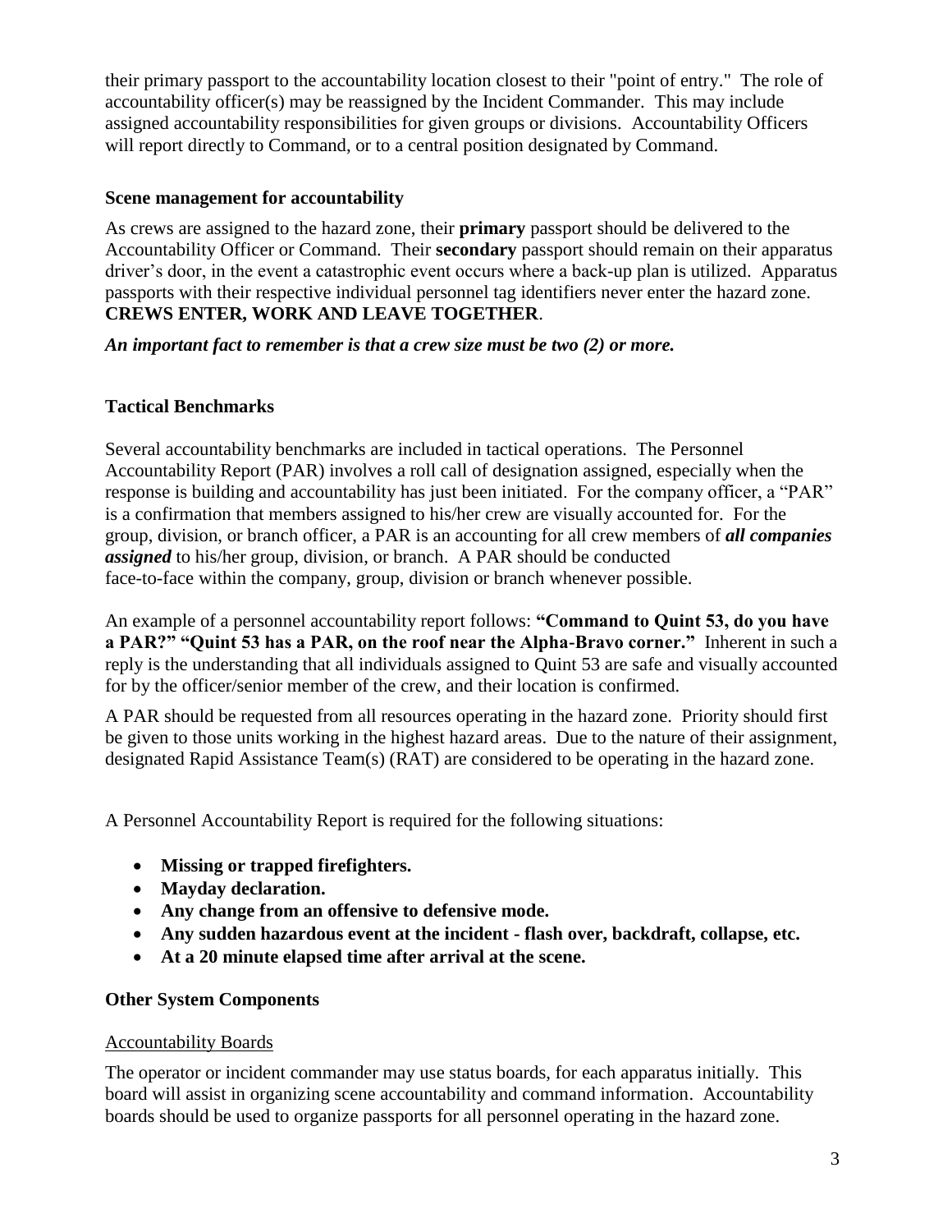their primary passport to the accountability location closest to their "point of entry." The role of accountability officer(s) may be reassigned by the Incident Commander. This may include assigned accountability responsibilities for given groups or divisions. Accountability Officers will report directly to Command, or to a central position designated by Command.

### Scene management for accountability

As crews are assigned to the hazard zone, their **primary** passport should be delivered to the Accountability Officer or Command. Their **secondary** passport should remain on their apparatus driver's door, in the event a catastrophic event occurs where a back-up plan is utilized. Apparatus passports with their respective individual personnel tag identifiers never enter the hazard zone. **CREWS ENTER, WORK AND LEAVE TOGETHER**.

***An important fact to remember is that a crew size must be two (2) or more.***

### Tactical Benchmarks

Several accountability benchmarks are included in tactical operations. The Personnel Accountability Report (PAR) involves a roll call of designation assigned, especially when the response is building and accountability has just been initiated. For the company officer, a "PAR" is a confirmation that members assigned to his/her crew are visually accounted for. For the group, division, or branch officer, a PAR is an accounting for all crew members of ***all companies assigned*** to his/her group, division, or branch. A PAR should be conducted face-to-face within the company, group, division or branch whenever possible.

An example of a personnel accountability report follows: **"Command to Quint 53, do you have a PAR?" "Quint 53 has a PAR, on the roof near the Alpha-Bravo corner."** Inherent in such a reply is the understanding that all individuals assigned to Quint 53 are safe and visually accounted for by the officer/senior member of the crew, and their location is confirmed.

A PAR should be requested from all resources operating in the hazard zone. Priority should first be given to those units working in the highest hazard areas. Due to the nature of their assignment, designated Rapid Assistance Team(s) (RAT) are considered to be operating in the hazard zone.

A Personnel Accountability Report is required for the following situations:

- **Missing or trapped firefighters.**
- **Mayday declaration.**
- **Any change from an offensive to defensive mode.**
- **Any sudden hazardous event at the incident - flash over, backdraft, collapse, etc.**
- **At a 20 minute elapsed time after arrival at the scene.**

### Other System Components

#### Accountability Boards

The operator or incident commander may use status boards, for each apparatus initially. This board will assist in organizing scene accountability and command information. Accountability boards should be used to organize passports for all personnel operating in the hazard zone.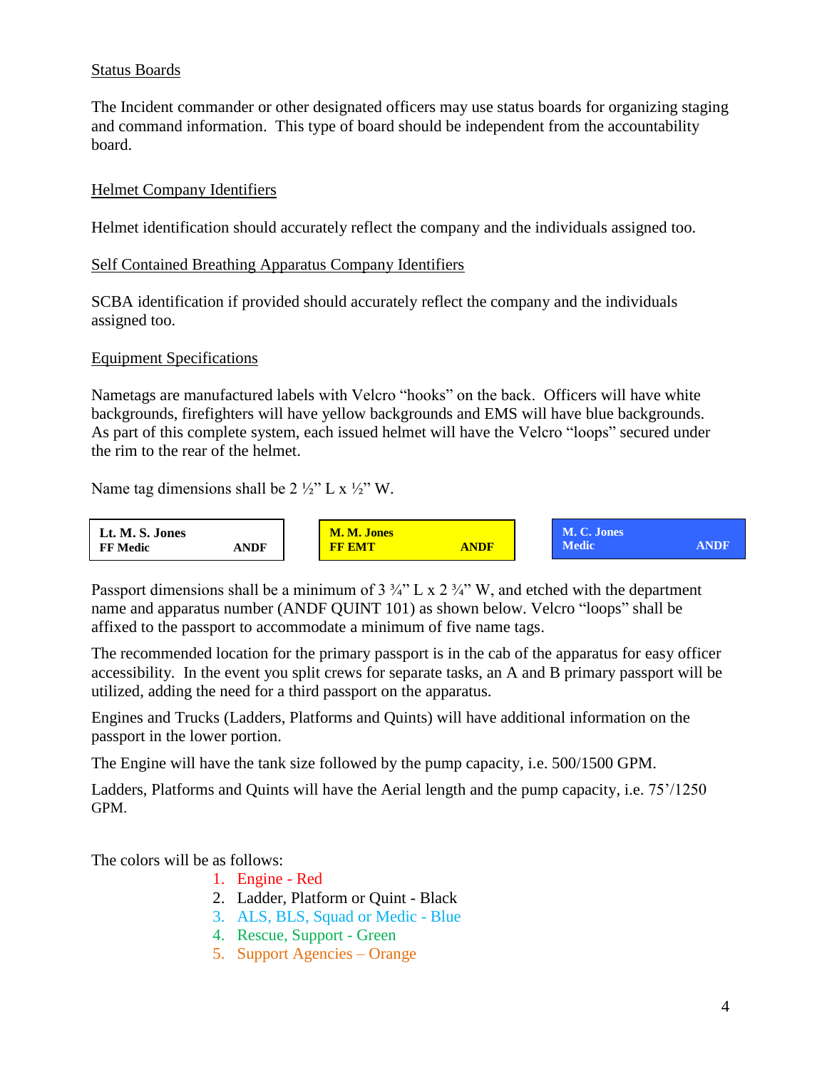Status Boards

The Incident commander or other designated officers may use status boards for organizing staging and command information. This type of board should be independent from the accountability board.

Helmet Company Identifiers

Helmet identification should accurately reflect the company and the individuals assigned too.

Self Contained Breathing Apparatus Company Identifiers

SCBA identification if provided should accurately reflect the company and the individuals assigned too.

Equipment Specifications

Nametags are manufactured labels with Velcro "hooks" on the back. Officers will have white backgrounds, firefighters will have yellow backgrounds and EMS will have blue backgrounds. As part of this complete system, each issued helmet will have the Velcro "loops" secured under the rim to the rear of the helmet.

Name tag dimensions shall be 2 ½" L x ½" W.

| **Lt. M. S. Jones**<br>**FF Medic ANDF** | **M. M. Jones**<br>**FF EMT ANDF** | **M. C. Jones**<br>**Medic ANDF** |
|---|---|---|

Passport dimensions shall be a minimum of 3 ¾" L x 2 ¾" W, and etched with the department name and apparatus number (ANDF QUINT 101) as shown below. Velcro "loops" shall be affixed to the passport to accommodate a minimum of five name tags.

The recommended location for the primary passport is in the cab of the apparatus for easy officer accessibility. In the event you split crews for separate tasks, an A and B primary passport will be utilized, adding the need for a third passport on the apparatus.

Engines and Trucks (Ladders, Platforms and Quints) will have additional information on the passport in the lower portion.

The Engine will have the tank size followed by the pump capacity, i.e. 500/1500 GPM.

Ladders, Platforms and Quints will have the Aerial length and the pump capacity, i.e. 75'/1250 GPM.

The colors will be as follows:

1. Engine - Red
2. Ladder, Platform or Quint - Black
3. ALS, BLS, Squad or Medic - Blue
4. Rescue, Support - Green
5. Support Agencies – Orange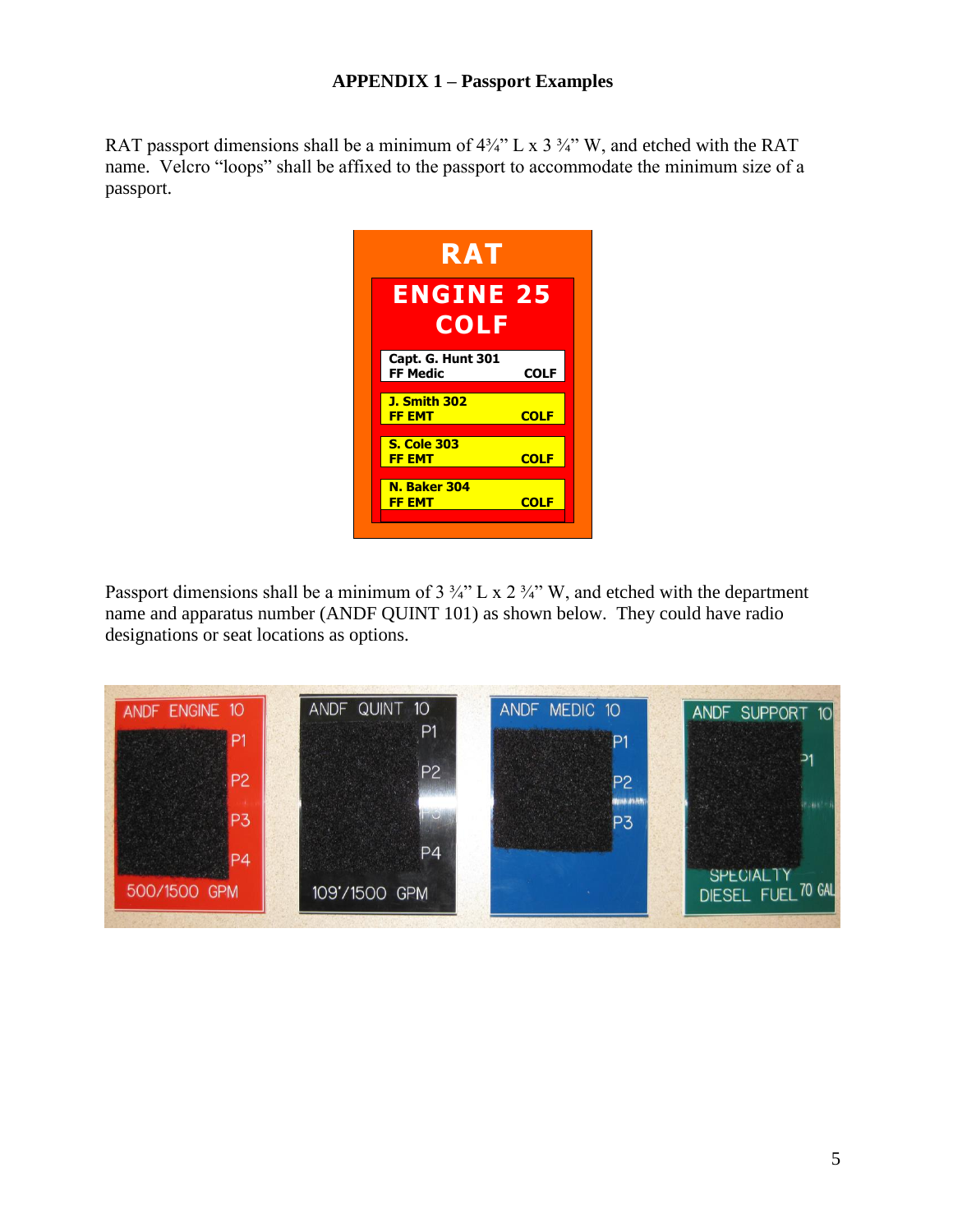**APPENDIX 1 – Passport Examples**

RAT passport dimensions shall be a minimum of 4¾" L x 3 ¾" W, and etched with the RAT name. Velcro "loops" shall be affixed to the passport to accommodate the minimum size of a passport.

RAT

ENGINE 25
COLF

Capt. G. Hunt 301
FF Medic COLF

J. Smith 302
FF EMT COLF

S. Cole 303
FF EMT COLF

N. Baker 304
FF EMT COLF

Passport dimensions shall be a minimum of 3 ¾" L x 2 ¾" W, and etched with the department name and apparatus number (ANDF QUINT 101) as shown below. They could have radio designations or seat locations as options.

ANDF ENGINE 10 — P1, P2, P3, P4 — 500/1500 GPM

ANDF QUINT 10 — P1, P2, P3, P4 — 109'/1500 GPM

ANDF MEDIC 10 — P1, P2, P3

ANDF SUPPORT 10 — P1 — SPECIALTY DIESEL FUEL 70 GAL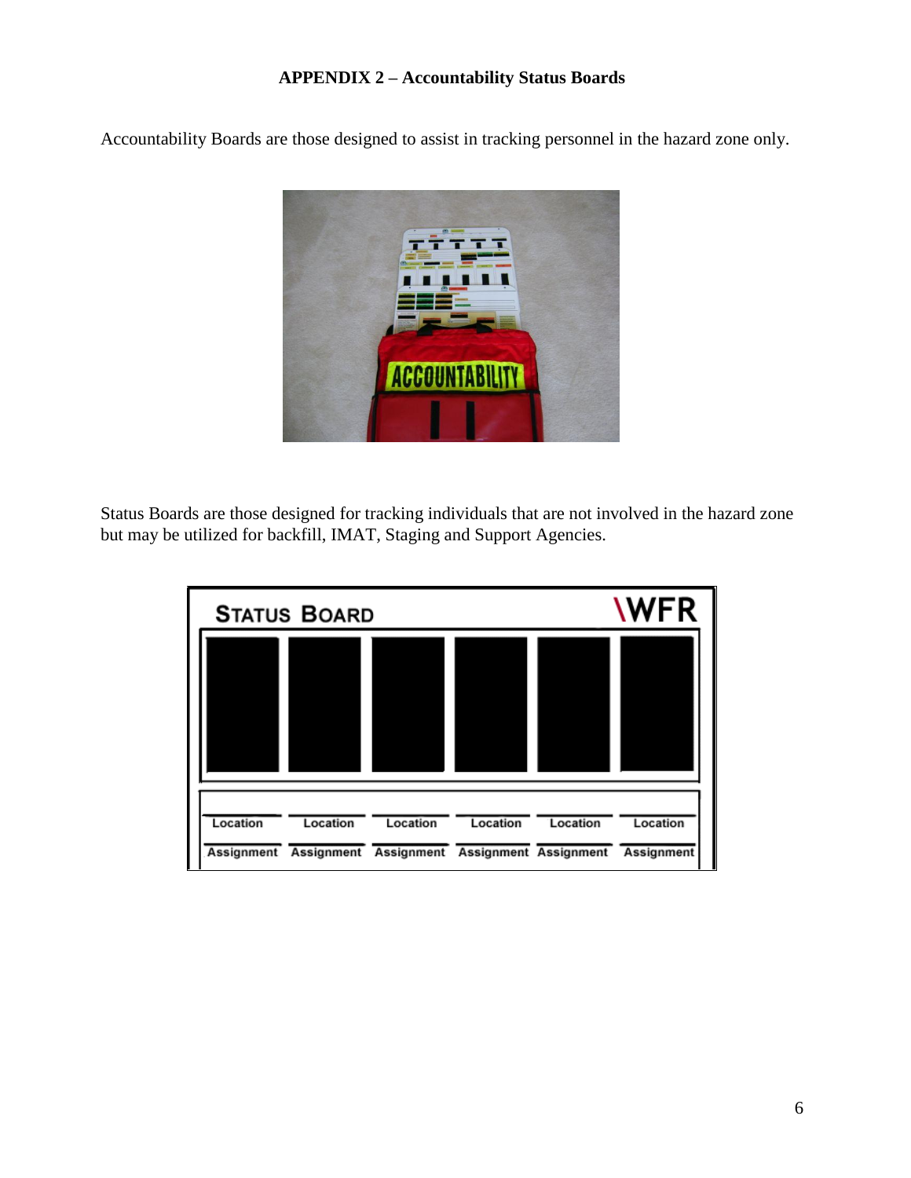**APPENDIX 2 – Accountability Status Boards**

Accountability Boards are those designed to assist in tracking personnel in the hazard zone only.

Status Boards are those designed for tracking individuals that are not involved in the hazard zone but may be utilized for backfill, IMAT, Staging and Support Agencies.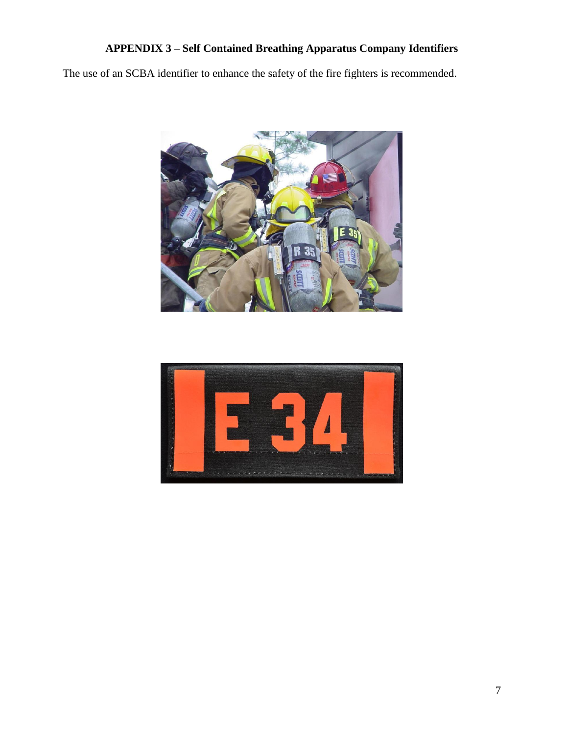## APPENDIX 3 – Self Contained Breathing Apparatus Company Identifiers

The use of an SCBA identifier to enhance the safety of the fire fighters is recommended.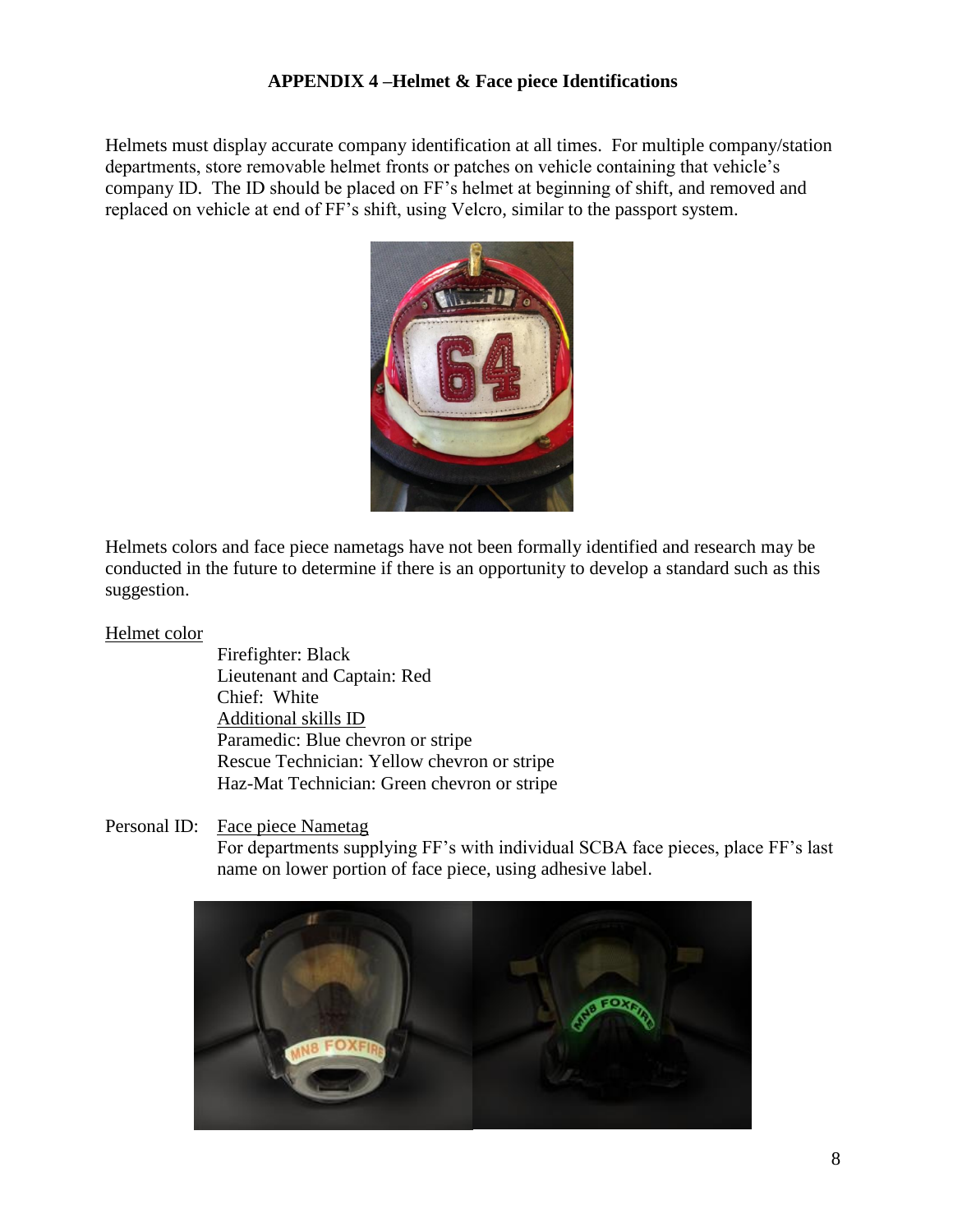## APPENDIX 4 –Helmet & Face piece Identifications

Helmets must display accurate company identification at all times. For multiple company/station departments, store removable helmet fronts or patches on vehicle containing that vehicle's company ID. The ID should be placed on FF's helmet at beginning of shift, and removed and replaced on vehicle at end of FF's shift, using Velcro, similar to the passport system.

Helmets colors and face piece nametags have not been formally identified and research may be conducted in the future to determine if there is an opportunity to develop a standard such as this suggestion.

Helmet color

- Firefighter: Black
- Lieutenant and Captain: Red
- Chief: White

Additional skills ID

- Paramedic: Blue chevron or stripe
- Rescue Technician: Yellow chevron or stripe
- Haz-Mat Technician: Green chevron or stripe

Personal ID: Face piece Nametag

For departments supplying FF's with individual SCBA face pieces, place FF's last name on lower portion of face piece, using adhesive label.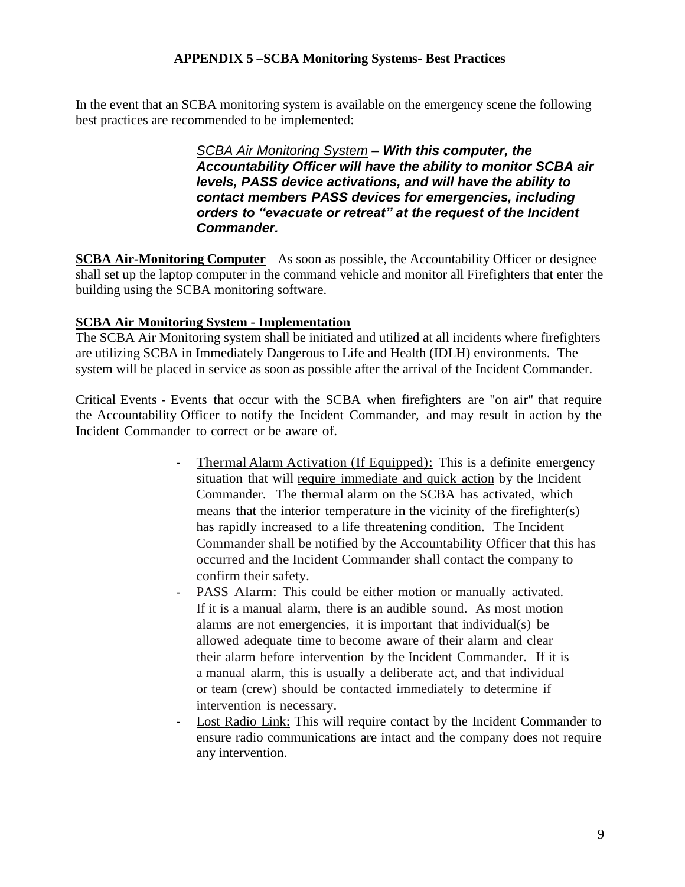## APPENDIX 5 –SCBA Monitoring Systems- Best Practices

In the event that an SCBA monitoring system is available on the emergency scene the following best practices are recommended to be implemented:

> *<u>SCBA Air Monitoring System</u>* ***– With this computer, the Accountability Officer will have the ability to monitor SCBA air levels, PASS device activations, and will have the ability to contact members PASS devices for emergencies, including orders to "evacuate or retreat" at the request of the Incident Commander.***

**<u>SCBA Air-Monitoring Computer</u>** – As soon as possible, the Accountability Officer or designee shall set up the laptop computer in the command vehicle and monitor all Firefighters that enter the building using the SCBA monitoring software.

**<u>SCBA Air Monitoring System - Implementation</u>**

The SCBA Air Monitoring system shall be initiated and utilized at all incidents where firefighters are utilizing SCBA in Immediately Dangerous to Life and Health (IDLH) environments. The system will be placed in service as soon as possible after the arrival of the Incident Commander.

Critical Events - Events that occur with the SCBA when firefighters are "on air" that require the Accountability Officer to notify the Incident Commander, and may result in action by the Incident Commander to correct or be aware of.

- <u>Thermal Alarm Activation (If Equipped):</u> This is a definite emergency situation that will <u>require immediate and quick action</u> by the Incident Commander. The thermal alarm on the SCBA has activated, which means that the interior temperature in the vicinity of the firefighter(s) has rapidly increased to a life threatening condition. The Incident Commander shall be notified by the Accountability Officer that this has occurred and the Incident Commander shall contact the company to confirm their safety.
- <u>PASS Alarm:</u> This could be either motion or manually activated. If it is a manual alarm, there is an audible sound. As most motion alarms are not emergencies, it is important that individual(s) be allowed adequate time to become aware of their alarm and clear their alarm before intervention by the Incident Commander. If it is a manual alarm, this is usually a deliberate act, and that individual or team (crew) should be contacted immediately to determine if intervention is necessary.
- <u>Lost Radio Link:</u> This will require contact by the Incident Commander to ensure radio communications are intact and the company does not require any intervention.